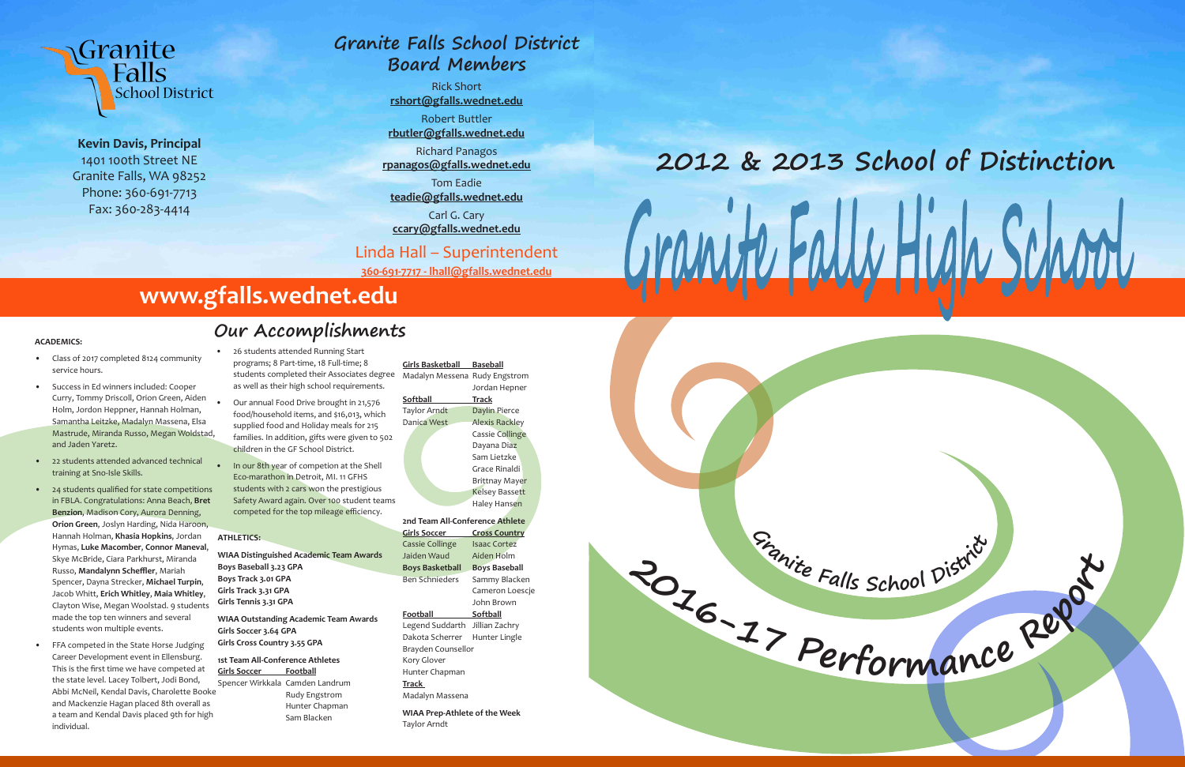Granite Falls School District

**Kevin Davis, Principal**
1401 100th Street NE
Granite Falls, WA 98252
Phone: 360-691-7713
Fax: 360-283-4414

## Granite Falls School District Board Members

Rick Short
**rshort@gfalls.wednet.edu**

Robert Buttler
**rbutler@gfalls.wednet.edu**

Richard Panagos
**rpanagos@gfalls.wednet.edu**

Tom Eadie
**teadie@gfalls.wednet.edu**

Carl G. Cary
**ccary@gfalls.wednet.edu**

Linda Hall – Superintendent
**360-691-7717 - lhall@gfalls.wednet.edu**

# www.gfalls.wednet.edu

# 2012 & 2013 School of Distinction

# Granite Falls High School

# Granite Falls School District 2016-17 Performance Report

## Our Accomplishments

**ACADEMICS:**

- Class of 2017 completed 8124 community service hours.
- Success in Ed winners included: Cooper Curry, Tommy Driscoll, Orion Green, Aiden Holm, Jordon Heppner, Hannah Holman, Samantha Leitzke, Madalyn Massena, Elsa Mastrude, Miranda Russo, Megan Woldstad, and Jaden Yaretz.
- 22 students attended advanced technical training at Sno-Isle Skills.
- 24 students qualified for state competitions in FBLA. Congratulations: Anna Beach, **Bret Benzion**, Madison Cory, Aurora Denning, **Orion Green**, Joslyn Harding, Nida Haroon, Hannah Holman, **Khasia Hopkins**, Jordan Hymas, **Luke Macomber**, **Connor Maneval**, Skye McBride, Ciara Parkhurst, Miranda Russo, **Mandalynn Scheffler**, Mariah Spencer, Dayna Strecker, **Michael Turpin**, Jacob Whitt, **Erich Whitley**, **Maia Whitley**, Clayton Wise, Megan Woolstad. 9 students made the top ten winners and several students won multiple events.
- FFA competed in the State Horse Judging Career Development event in Ellensburg. This is the first time we have competed at the state level. Lacey Tolbert, Jodi Bond, Abbi McNeil, Kendal Davis, Charolette Booke and Mackenzie Hagan placed 8th overall as a team and Kendal Davis placed 9th for high individual.
- 26 students attended Running Start programs; 8 Part-time, 18 Full-time; 8 students completed their Associates degree as well as their high school requirements.
- Our annual Food Drive brought in 21,576 food/household items, and $16,013, which supplied food and Holiday meals for 215 families. In addition, gifts were given to 502 children in the GF School District.
- In our 8th year of competion at the Shell Eco-marathon in Detroit, MI. 11 GFHS students with 2 cars won the prestigious Safety Award again. Over 100 student teams competed for the top mileage efficiency.

**ATHLETICS:**

**WIAA Distinguished Academic Team Awards**
**Boys Baseball 3.23 GPA**
**Boys Track 3.01 GPA**
**Girls Track 3.31 GPA**
**Girls Tennis 3.31 GPA**

**WIAA Outstanding Academic Team Awards**
**Girls Soccer 3.64 GPA**
**Girls Cross Country 3.55 GPA**

**1st Team All-Conference Athletes**

| Girls Soccer | Football |
|---|---|
| Spencer Wirkkala | Camden Landrum |
| | Rudy Engstrom |
| | Hunter Chapman |
| | Sam Blacken |

| Girls Basketball | Baseball |
|---|---|
| Madalyn Messena | Rudy Engstrom |
| | Jordan Hepner |

| Softball | Track |
|---|---|
| Taylor Arndt | Daylin Pierce |
| Danica West | Alexis Rackley |
| | Cassie Collinge |
| | Dayana Diaz |
| | Sam Lietzke |
| | Grace Rinaldi |
| | Brittnay Mayer |
| | Kelsey Bassett |
| | Haley Hansen |

**2nd Team All-Conference Athlete**

| Girls Soccer | Cross Country |
|---|---|
| Cassie Collinge | Isaac Cortez |
| Jaiden Waud | Aiden Holm |

| Boys Basketball | Boys Baseball |
|---|---|
| Ben Schnieders | Sammy Blacken |
| | Cameron Loescje |
| | John Brown |

| Football | Softball |
|---|---|
| Legend Suddarth | Jillian Zachry |
| Dakota Scherrer | Hunter Lingle |
| Brayden Counsellor | |
| Kory Glover | |
| Hunter Chapman | |

**Track**
Madalyn Massena

**WIAA Prep-Athlete of the Week**
Taylor Arndt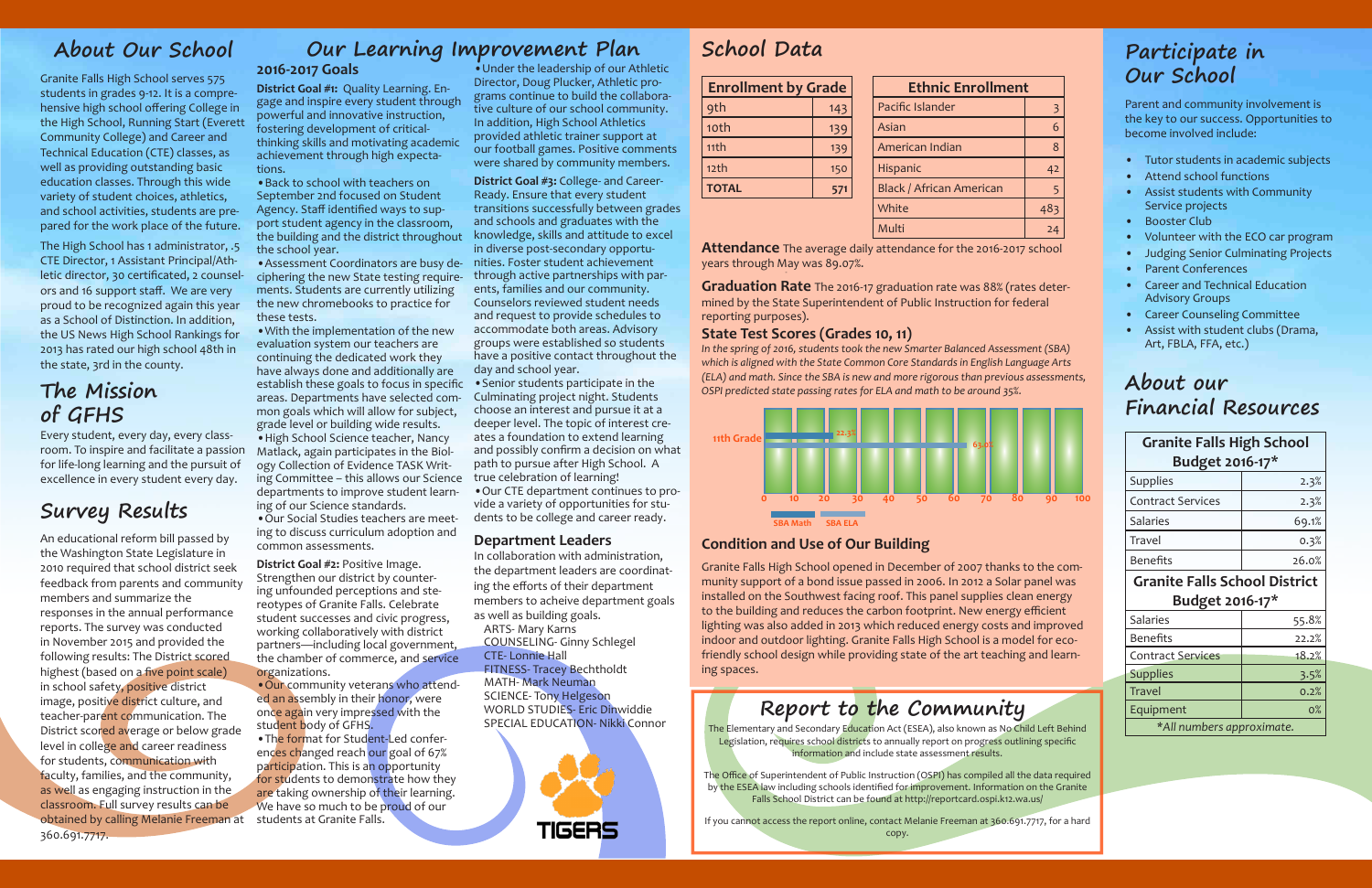## About Our School

Granite Falls High School serves 575 students in grades 9-12. It is a comprehensive high school offering College in the High School, Running Start (Everett Community College) and Career and Technical Education (CTE) classes, as well as providing outstanding basic education classes. Through this wide variety of student choices, athletics, and school activities, students are prepared for the work place of the future.

The High School has 1 administrator, .5 CTE Director, 1 Assistant Principal/Athletic director, 30 certificated, 2 counselors and 16 support staff. We are very proud to be recognized again this year as a School of Distinction. In addition, the US News High School Rankings for 2013 has rated our high school 48th in the state, 3rd in the county.

## The Mission of GFHS

Every student, every day, every classroom. To inspire and facilitate a passion for life-long learning and the pursuit of excellence in every student every day.

## Survey Results

An educational reform bill passed by the Washington State Legislature in 2010 required that school district seek feedback from parents and community members and summarize the responses in the annual performance reports. The survey was conducted in November 2015 and provided the following results: The District scored highest (based on a five point scale) in school safety, positive district image, positive district culture, and teacher-parent communication. The District scored average or below grade level in college and career readiness for students, communication with faculty, families, and the community, as well as engaging instruction in the classroom. Full survey results can be obtained by calling Melanie Freeman at 360.691.7717.

## Our Learning Improvement Plan

### 2016-2017 Goals

**District Goal #1:** Quality Learning. Engage and inspire every student through powerful and innovative instruction, fostering development of critical-thinking skills and motivating academic achievement through high expectations.

- Back to school with teachers on September 2nd focused on Student Agency. Staff identified ways to support student agency in the classroom, the building and the district throughout the school year.
- Assessment Coordinators are busy deciphering the new State testing requirements. Students are currently utilizing the new chromebooks to practice for these tests.
- With the implementation of the new evaluation system our teachers are continuing the dedicated work they have always done and additionally are establish these goals to focus in specific areas. Departments have selected common goals which will allow for subject, grade level or building wide results.
- High School Science teacher, Nancy Matlack, again participates in the Biology Collection of Evidence TASK Writing Committee – this allows our Science departments to improve student learning of our Science standards.
- Our Social Studies teachers are meeting to discuss curriculum adoption and common assessments.

**District Goal #2:** Positive Image. Strengthen our district by countering unfounded perceptions and stereotypes of Granite Falls. Celebrate student successes and civic progress, working collaboratively with district partners—including local government, the chamber of commerce, and service organizations.

- Our community veterans who attended an assembly in their honor, were once again very impressed with the student body of GFHS.
- The format for Student-Led conferences changed reach our goal of 67% participation. This is an opportunity for students to demonstrate how they are taking ownership of their learning. We have so much to be proud of our students at Granite Falls.
- Under the leadership of our Athletic Director, Doug Plucker, Athletic programs continue to build the collaborative culture of our school community. In addition, High School Athletics provided athletic trainer support at our football games. Positive comments were shared by community members.

**District Goal #3:** College- and Career-Ready. Ensure that every student transitions successfully between grades and schools and graduates with the knowledge, skills and attitude to excel in diverse post-secondary opportunities. Foster student achievement through active partnerships with parents, families and our community. Counselors reviewed student needs and request to provide schedules to accommodate both areas. Advisory groups were established so students have a positive contact throughout the day and school year.

- Senior students participate in the Culminating project night. Students choose an interest and pursue it at a deeper level. The topic of interest creates a foundation to extend learning and possibly confirm a decision on what path to pursue after High School. A true celebration of learning!
- Our CTE department continues to provide a variety of opportunities for students to be college and career ready.

### Department Leaders

In collaboration with administration, the department leaders are coordinating the efforts of their department members to acheive department goals as well as building goals.

ARTS- Mary Karns
COUNSELING- Ginny Schlegel
CTE- Lonnie Hall
FITNESS- Tracey Bechtholdt
MATH- Mark Neuman
SCIENCE- Tony Helgeson
WORLD STUDIES- Eric Dinwiddie
SPECIAL EDUCATION- Nikki Connor

TIGERS

## School Data

| Enrollment by Grade | |
|---|---|
| 9th | 143 |
| 10th | 139 |
| 11th | 139 |
| 12th | 150 |
| **TOTAL** | **571** |

| Ethnic Enrollment | |
|---|---|
| Pacific Islander | 3 |
| Asian | 6 |
| American Indian | 8 |
| Hispanic | 42 |
| Black / African American | 5 |
| White | 483 |
| Multi | 24 |

**Attendance** The average daily attendance for the 2016-2017 school years through May was 89.07%.

**Graduation Rate** The 2016-17 graduation rate was 88% (rates determined by the State Superintendent of Public Instruction for federal reporting purposes).

### State Test Scores (Grades 10, 11)

*In the spring of 2016, students took the new Smarter Balanced Assessment (SBA) which is aligned with the State Common Core Standards in English Language Arts (ELA) and math. Since the SBA is new and more rigorous than previous assessments, OSPI predicted state passing rates for ELA and math to be around 35%.*

11th Grade
22.3%
63.0%
0 10 20 30 40 50 60 70 80 90 100
SBA Math SBA ELA

### Condition and Use of Our Building

Granite Falls High School opened in December of 2007 thanks to the community support of a bond issue passed in 2006. In 2012 a Solar panel was installed on the Southwest facing roof. This panel supplies clean energy to the building and reduces the carbon footprint. New energy efficient lighting was also added in 2013 which reduced energy costs and improved indoor and outdoor lighting. Granite Falls High School is a model for eco-friendly school design while providing state of the art teaching and learning spaces.

## Report to the Community

The Elementary and Secondary Education Act (ESEA), also known as No Child Left Behind Legislation, requires school districts to annually report on progress outlining specific information and include state assessment results.

The Office of Superintendent of Public Instruction (OSPI) has compiled all the data required by the ESEA law including schools identified for improvement. Information on the Granite Falls School District can be found at http://reportcard.ospi.k12.wa.us/

If you cannot access the report online, contact Melanie Freeman at 360.691.7717, for a hard copy.

## Participate in Our School

Parent and community involvement is the key to our success. Opportunities to become involved include:

- Tutor students in academic subjects
- Attend school functions
- Assist students with Community Service projects
- Booster Club
- Volunteer with the ECO car program
- Judging Senior Culminating Projects
- Parent Conferences
- Career and Technical Education Advisory Groups
- Career Counseling Committee
- Assist with student clubs (Drama, Art, FBLA, FFA, etc.)

## About our Financial Resources

| Granite Falls High School Budget 2016-17* | |
|---|---|
| Supplies | 2.3% |
| Contract Services | 2.3% |
| Salaries | 69.1% |
| Travel | 0.3% |
| Benefits | 26.0% |
| **Granite Falls School District Budget 2016-17*** | |
| Salaries | 55.8% |
| Benefits | 22.2% |
| Contract Services | 18.2% |
| Supplies | 3.5% |
| Travel | 0.2% |
| Equipment | 0% |
| *All numbers approximate.* | |